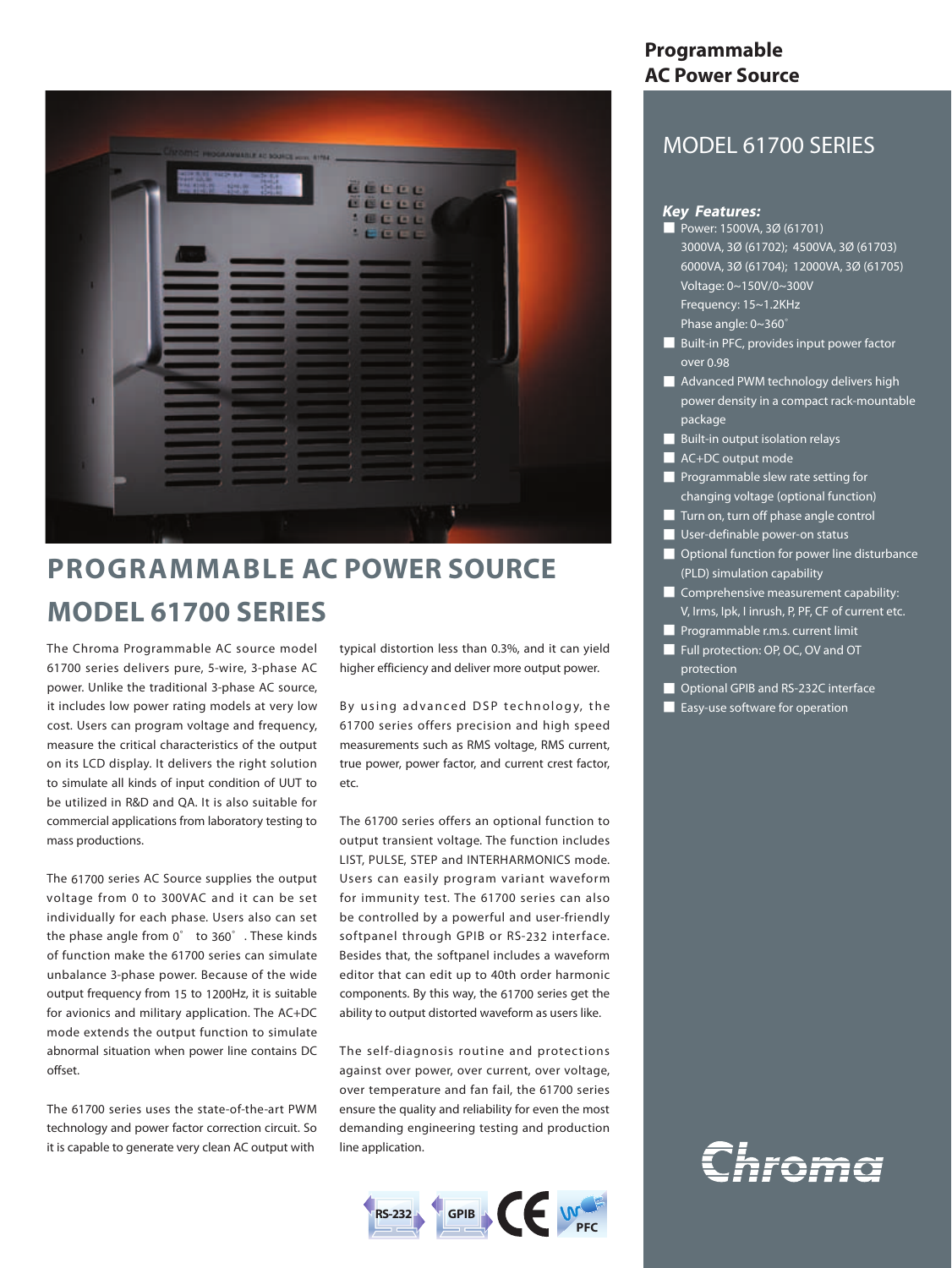# PROGRAMMABLE AC POWER SOURCE
# MODEL 61700 SERIES

The Chroma Programmable AC source model 61700 series delivers pure, 5-wire, 3-phase AC power. Unlike the traditional 3-phase AC source, it includes low power rating models at very low cost. Users can program voltage and frequency, measure the critical characteristics of the output on its LCD display. It delivers the right solution to simulate all kinds of input condition of UUT to be utilized in R&D and QA. It is also suitable for commercial applications from laboratory testing to mass productions.

The 61700 series AC Source supplies the output voltage from 0 to 300VAC and it can be set individually for each phase. Users also can set the phase angle from 0° to 360°. These kinds of function make the 61700 series can simulate unbalance 3-phase power. Because of the wide output frequency from 15 to 1200Hz, it is suitable for avionics and military application. The AC+DC mode extends the output function to simulate abnormal situation when power line contains DC offset.

The 61700 series uses the state-of-the-art PWM technology and power factor correction circuit. So it is capable to generate very clean AC output with typical distortion less than 0.3%, and it can yield higher efficiency and deliver more output power.

By using advanced DSP technology, the 61700 series offers precision and high speed measurements such as RMS voltage, RMS current, true power, power factor, and current crest factor, etc.

The 61700 series offers an optional function to output transient voltage. The function includes LIST, PULSE, STEP and INTERHARMONICS mode. Users can easily program variant waveform for immunity test. The 61700 series can also be controlled by a powerful and user-friendly softpanel through GPIB or RS-232 interface. Besides that, the softpanel includes a waveform editor that can edit up to 40th order harmonic components. By this way, the 61700 series get the ability to output distorted waveform as users like.

The self-diagnosis routine and protections against over power, over current, over voltage, over temperature and fan fail, the 61700 series ensure the quality and reliability for even the most demanding engineering testing and production line application.

RS-232 GPIB CE PFC

## Programmable AC Power Source

## MODEL 61700 SERIES

### *Key Features:*

- Power: 1500VA, 3Ø (61701)
  3000VA, 3Ø (61702); 4500VA, 3Ø (61703)
  6000VA, 3Ø (61704); 12000VA, 3Ø (61705)
  Voltage: 0~150V/0~300V
  Frequency: 15~1.2KHz
  Phase angle: 0~360°
- Built-in PFC, provides input power factor over 0.98
- Advanced PWM technology delivers high power density in a compact rack-mountable package
- Built-in output isolation relays
- AC+DC output mode
- Programmable slew rate setting for changing voltage (optional function)
- Turn on, turn off phase angle control
- User-definable power-on status
- Optional function for power line disturbance (PLD) simulation capability
- Comprehensive measurement capability: V, Irms, Ipk, I inrush, P, PF, CF of current etc.
- Programmable r.m.s. current limit
- Full protection: OP, OC, OV and OT protection
- Optional GPIB and RS-232C interface
- Easy-use software for operation

Chroma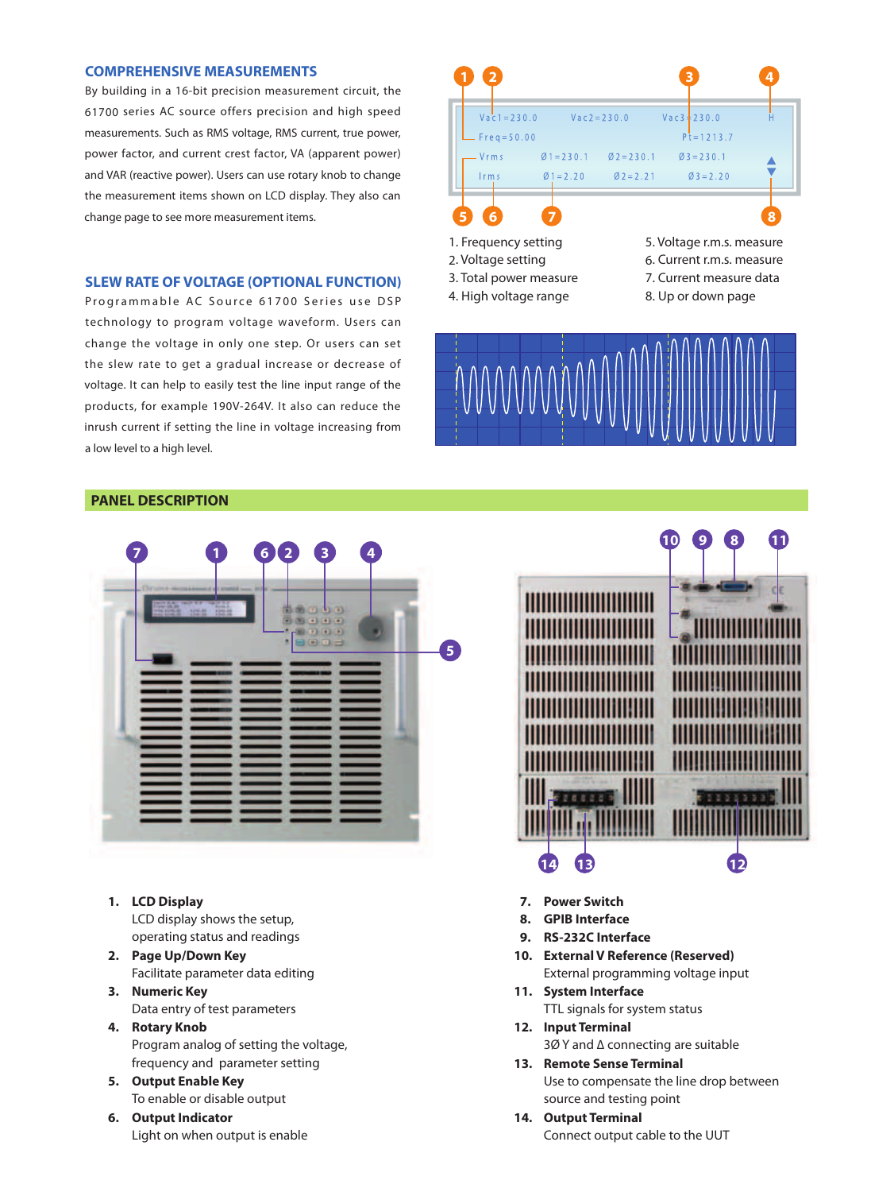## COMPREHENSIVE MEASUREMENTS

By building in a 16-bit precision measurement circuit, the 61700 series AC source offers precision and high speed measurements. Such as RMS voltage, RMS current, true power, power factor, and current crest factor, VA (apparent power) and VAR (reactive power). Users can use rotary knob to change the measurement items shown on LCD display. They also can change page to see more measurement items.

1. Frequency setting
2. Voltage setting
3. Total power measure
4. High voltage range
5. Voltage r.m.s. measure
6. Current r.m.s. measure
7. Current measure data
8. Up or down page

## SLEW RATE OF VOLTAGE (OPTIONAL FUNCTION)

Programmable AC Source 61700 Series use DSP technology to program voltage waveform. Users can change the voltage in only one step. Or users can set the slew rate to get a gradual increase or decrease of voltage. It can help to easily test the line input range of the products, for example 190V-264V. It also can reduce the inrush current if setting the line in voltage increasing from a low level to a high level.

## PANEL DESCRIPTION

1. **LCD Display**
   LCD display shows the setup, operating status and readings
2. **Page Up/Down Key**
   Facilitate parameter data editing
3. **Numeric Key**
   Data entry of test parameters
4. **Rotary Knob**
   Program analog of setting the voltage, frequency and parameter setting
5. **Output Enable Key**
   To enable or disable output
6. **Output Indicator**
   Light on when output is enable
7. **Power Switch**
8. **GPIB Interface**
9. **RS-232C Interface**
10. **External V Reference (Reserved)**
    External programming voltage input
11. **System Interface**
    TTL signals for system status
12. **Input Terminal**
    3Ø Y and Δ connecting are suitable
13. **Remote Sense Terminal**
    Use to compensate the line drop between source and testing point
14. **Output Terminal**
    Connect output cable to the UUT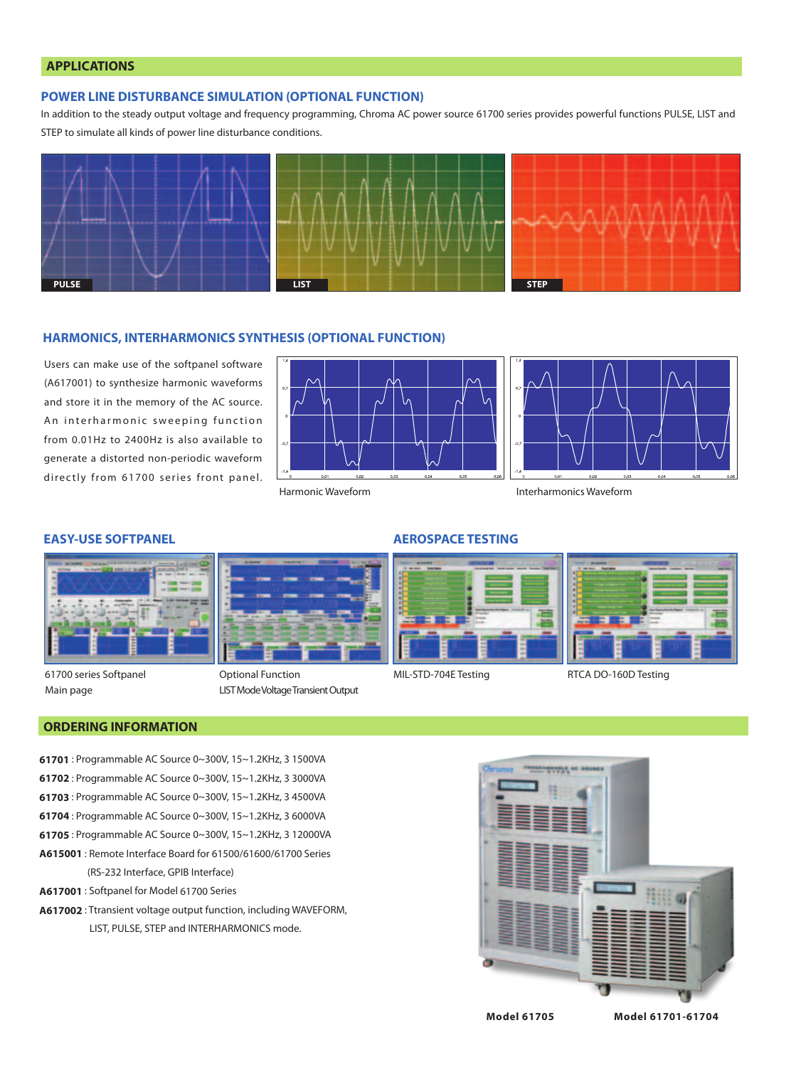## APPLICATIONS

### POWER LINE DISTURBANCE SIMULATION (OPTIONAL FUNCTION)

In addition to the steady output voltage and frequency programming, Chroma AC power source 61700 series provides powerful functions PULSE, LIST and STEP to simulate all kinds of power line disturbance conditions.

PULSE

LIST

STEP

### HARMONICS, INTERHARMONICS SYNTHESIS (OPTIONAL FUNCTION)

Users can make use of the softpanel software (A617001) to synthesize harmonic waveforms and store it in the memory of the AC source. An interharmonic sweeping function from 0.01Hz to 2400Hz is also available to generate a distorted non-periodic waveform directly from 61700 series front panel.

Harmonic Waveform

Interharmonics Waveform

### EASY-USE SOFTPANEL

61700 series Softpanel Main page

Optional Function LIST Mode Voltage Transient Output

### AEROSPACE TESTING

MIL-STD-704E Testing

RTCA DO-160D Testing

## ORDERING INFORMATION

**61701** : Programmable AC Source 0~300V, 15~1.2KHz, 3 1500VA

**61702** : Programmable AC Source 0~300V, 15~1.2KHz, 3 3000VA

**61703** : Programmable AC Source 0~300V, 15~1.2KHz, 3 4500VA

**61704** : Programmable AC Source 0~300V, 15~1.2KHz, 3 6000VA

**61705** : Programmable AC Source 0~300V, 15~1.2KHz, 3 12000VA

**A615001** : Remote Interface Board for 61500/61600/61700 Series (RS-232 Interface, GPIB Interface)

**A617001** : Softpanel for Model 61700 Series

**A617002** : Ttransient voltage output function, including WAVEFORM, LIST, PULSE, STEP and INTERHARMONICS mode.

**Model 61705** **Model 61701-61704**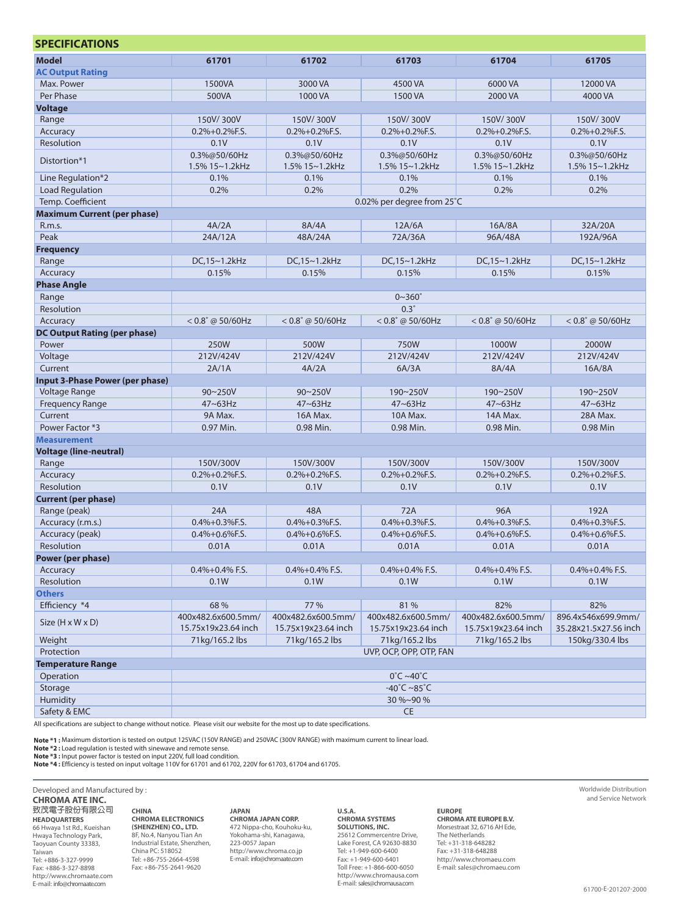## SPECIFICATIONS

| Model | 61701 | 61702 | 61703 | 61704 | 61705 |
|---|---|---|---|---|---|
| **AC Output Rating** | | | | | |
| Max. Power | 1500VA | 3000 VA | 4500 VA | 6000 VA | 12000 VA |
| Per Phase | 500VA | 1000 VA | 1500 VA | 2000 VA | 4000 VA |
| **Voltage** | | | | | |
| Range | 150V/ 300V | 150V/ 300V | 150V/ 300V | 150V/ 300V | 150V/ 300V |
| Accuracy | 0.2%+0.2%F.S. | 0.2%+0.2%F.S. | 0.2%+0.2%F.S. | 0.2%+0.2%F.S. | 0.2%+0.2%F.S. |
| Resolution | 0.1V | 0.1V | 0.1V | 0.1V | 0.1V |
| Distortion*1 | 0.3%@50/60Hz 1.5% 15~1.2kHz | 0.3%@50/60Hz 1.5% 15~1.2kHz | 0.3%@50/60Hz 1.5% 15~1.2kHz | 0.3%@50/60Hz 1.5% 15~1.2kHz | 0.3%@50/60Hz 1.5% 15~1.2kHz |
| Line Regulation*2 | 0.1% | 0.1% | 0.1% | 0.1% | 0.1% |
| Load Regulation | 0.2% | 0.2% | 0.2% | 0.2% | 0.2% |
| Temp. Coefficient | 0.02% per degree from 25˚C | | | | |
| **Maximum Current (per phase)** | | | | | |
| R.m.s. | 4A/2A | 8A/4A | 12A/6A | 16A/8A | 32A/20A |
| Peak | 24A/12A | 48A/24A | 72A/36A | 96A/48A | 192A/96A |
| **Frequency** | | | | | |
| Range | DC,15~1.2kHz | DC,15~1.2kHz | DC,15~1.2kHz | DC,15~1.2kHz | DC,15~1.2kHz |
| Accuracy | 0.15% | 0.15% | 0.15% | 0.15% | 0.15% |
| **Phase Angle** | | | | | |
| Range | 0~360˚ | | | | |
| Resolution | 0.3˚ | | | | |
| Accuracy | < 0.8˚ @ 50/60Hz | < 0.8˚ @ 50/60Hz | < 0.8˚ @ 50/60Hz | < 0.8˚ @ 50/60Hz | < 0.8˚ @ 50/60Hz |
| **DC Output Rating (per phase)** | | | | | |
| Power | 250W | 500W | 750W | 1000W | 2000W |
| Voltage | 212V/424V | 212V/424V | 212V/424V | 212V/424V | 212V/424V |
| Current | 2A/1A | 4A/2A | 6A/3A | 8A/4A | 16A/8A |
| **Input 3-Phase Power (per phase)** | | | | | |
| Voltage Range | 90~250V | 90~250V | 190~250V | 190~250V | 190~250V |
| Frequency Range | 47~63Hz | 47~63Hz | 47~63Hz | 47~63Hz | 47~63Hz |
| Current | 9A Max. | 16A Max. | 10A Max. | 14A Max. | 28A Max. |
| Power Factor *3 | 0.97 Min. | 0.98 Min. | 0.98 Min. | 0.98 Min. | 0.98 Min |
| **Measurement** | | | | | |
| **Voltage (line-neutral)** | | | | | |
| Range | 150V/300V | 150V/300V | 150V/300V | 150V/300V | 150V/300V |
| Accuracy | 0.2%+0.2%F.S. | 0.2%+0.2%F.S. | 0.2%+0.2%F.S. | 0.2%+0.2%F.S. | 0.2%+0.2%F.S. |
| Resolution | 0.1V | 0.1V | 0.1V | 0.1V | 0.1V |
| **Current (per phase)** | | | | | |
| Range (peak) | 24A | 48A | 72A | 96A | 192A |
| Accuracy (r.m.s.) | 0.4%+0.3%F.S. | 0.4%+0.3%F.S. | 0.4%+0.3%F.S. | 0.4%+0.3%F.S. | 0.4%+0.3%F.S. |
| Accuracy (peak) | 0.4%+0.6%F.S. | 0.4%+0.6%F.S. | 0.4%+0.6%F.S. | 0.4%+0.6%F.S. | 0.4%+0.6%F.S. |
| Resolution | 0.01A | 0.01A | 0.01A | 0.01A | 0.01A |
| **Power (per phase)** | | | | | |
| Accuracy | 0.4%+0.4% F.S. | 0.4%+0.4% F.S. | 0.4%+0.4% F.S. | 0.4%+0.4% F.S. | 0.4%+0.4% F.S. |
| Resolution | 0.1W | 0.1W | 0.1W | 0.1W | 0.1W |
| **Others** | | | | | |
| Efficiency *4 | 68 % | 77 % | 81 % | 82% | 82% |
| Size (H x W x D) | 400x482.6x600.5mm/ 15.75x19x23.64 inch | 400x482.6x600.5mm/ 15.75x19x23.64 inch | 400x482.6x600.5mm/ 15.75x19x23.64 inch | 400x482.6x600.5mm/ 15.75x19x23.64 inch | 896.4x546x699.9mm/ 35.28x21.5x27.56 inch |
| Weight | 71kg/165.2 lbs | 71kg/165.2 lbs | 71kg/165.2 lbs | 71kg/165.2 lbs | 150kg/330.4 lbs |
| Protection | UVP, OCP, OPP, OTP, FAN | | | | |
| **Temperature Range** | | | | | |
| Operation | 0˚C ~40˚C | | | | |
| Storage | -40˚C ~85˚C | | | | |
| Humidity | 30 %~90 % | | | | |
| Safety & EMC | CE | | | | |

All specifications are subject to change without notice. Please visit our website for the most up to date specifications.

**Note *1 :** Maximum distortion is tested on output 125VAC (150V RANGE) and 250VAC (300V RANGE) with maximum current to linear load.
**Note *2 :** Load regulation is tested with sinewave and remote sense.
**Note *3 :** Input power factor is tested on input 220V, full load condition.
**Note *4 :** Efficiency is tested on input voltage 110V for 61701 and 61702, 220V for 61703, 61704 and 61705.

Developed and Manufactured by :
**CHROMA ATE INC.**
**致茂電子股份有限公司**
**HEADQUARTERS**
66 Hwaya 1st Rd., Kueishan
Hwaya Technology Park,
Taoyuan County 33383,
Taiwan
Tel: +886-3-327-9999
Fax: +886-3-327-8898
http://www.chromaate.com
E-mail: info@chromaate.com

**CHINA**
**CHROMA ELECTRONICS (SHENZHEN) CO., LTD.**
8F, No.4, Nanyou Tian An
Industrial Estate, Shenzhen,
China PC: 518052
Tel: +86-755-2664-4598
Fax: +86-755-2641-9620

**JAPAN**
**CHROMA JAPAN CORP.**
472 Nippa-cho, Kouhoku-ku,
Yokohama-shi, Kanagawa,
223-0057 Japan
http://www.chroma.co.jp
E-mail: info@chromaate.com

**U.S.A.**
**CHROMA SYSTEMS SOLUTIONS, INC.**
25612 Commercentre Drive,
Lake Forest, CA 92630-8830
Tel: +1-949-600-6400
Fax: +1-949-600-6401
Toll Free: +1-866-600-6050
http://www.chromausa.com
E-mail: sales@chromausa.com

**EUROPE**
**CHROMA ATE EUROPE B.V.**
Morsestraat 32, 6716 AH Ede,
The Netherlands
Tel: +31-318-648282
Fax: +31-318-648288
http://www.chromaeu.com
E-mail: sales@chromaeu.com

Worldwide Distribution and Service Network

61700-E-201207-2000